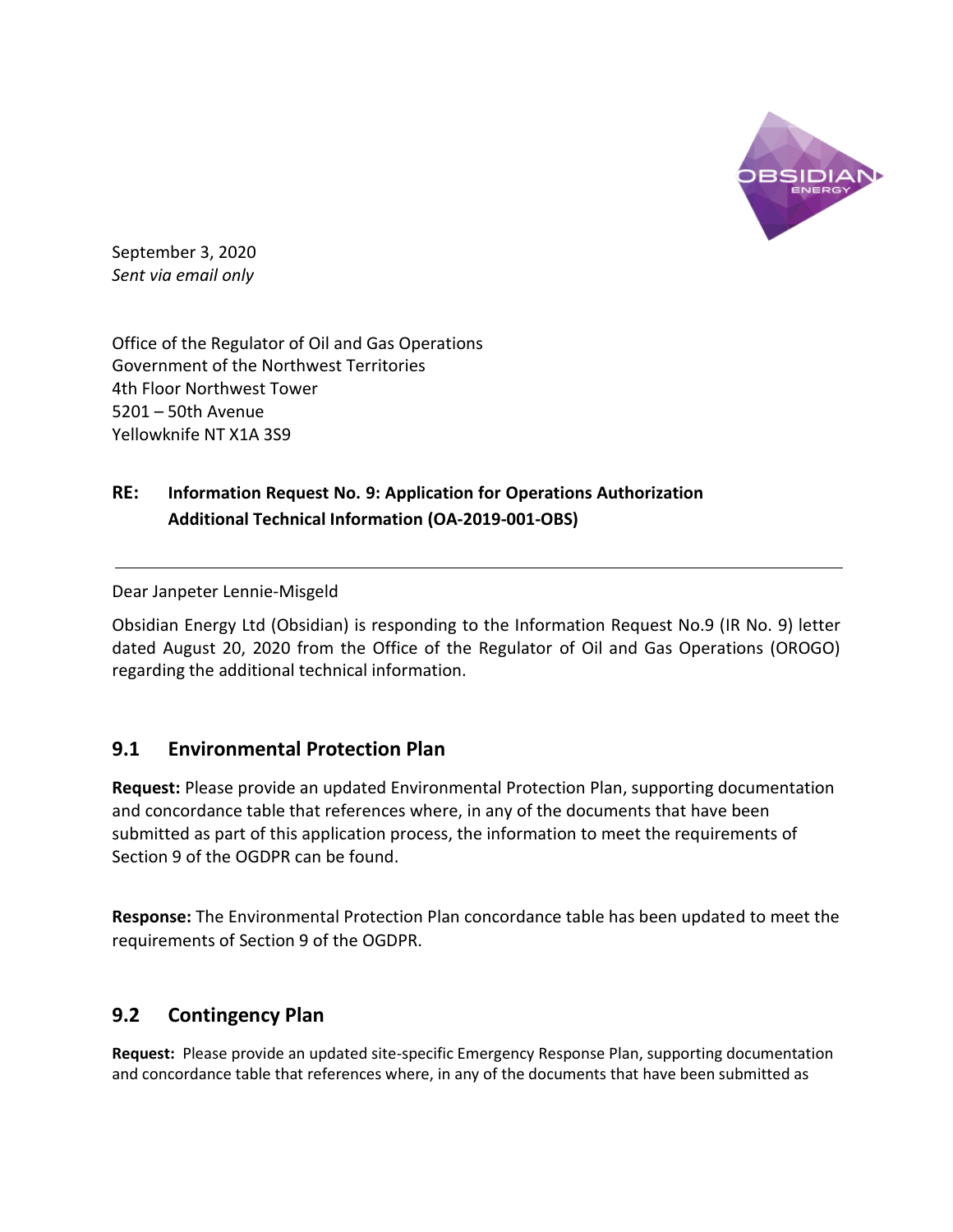September 3, 2020
*Sent via email only*

Office of the Regulator of Oil and Gas Operations
Government of the Northwest Territories
4th Floor Northwest Tower
5201 – 50th Avenue
Yellowknife NT X1A 3S9

**RE: Information Request No. 9: Application for Operations Authorization Additional Technical Information (OA-2019-001-OBS)**

---

Dear Janpeter Lennie-Misgeld

Obsidian Energy Ltd (Obsidian) is responding to the Information Request No.9 (IR No. 9) letter dated August 20, 2020 from the Office of the Regulator of Oil and Gas Operations (OROGO) regarding the additional technical information.

## 9.1 Environmental Protection Plan

**Request:** Please provide an updated Environmental Protection Plan, supporting documentation and concordance table that references where, in any of the documents that have been submitted as part of this application process, the information to meet the requirements of Section 9 of the OGDPR can be found.

**Response:** The Environmental Protection Plan concordance table has been updated to meet the requirements of Section 9 of the OGDPR.

## 9.2 Contingency Plan

**Request:** Please provide an updated site-specific Emergency Response Plan, supporting documentation and concordance table that references where, in any of the documents that have been submitted as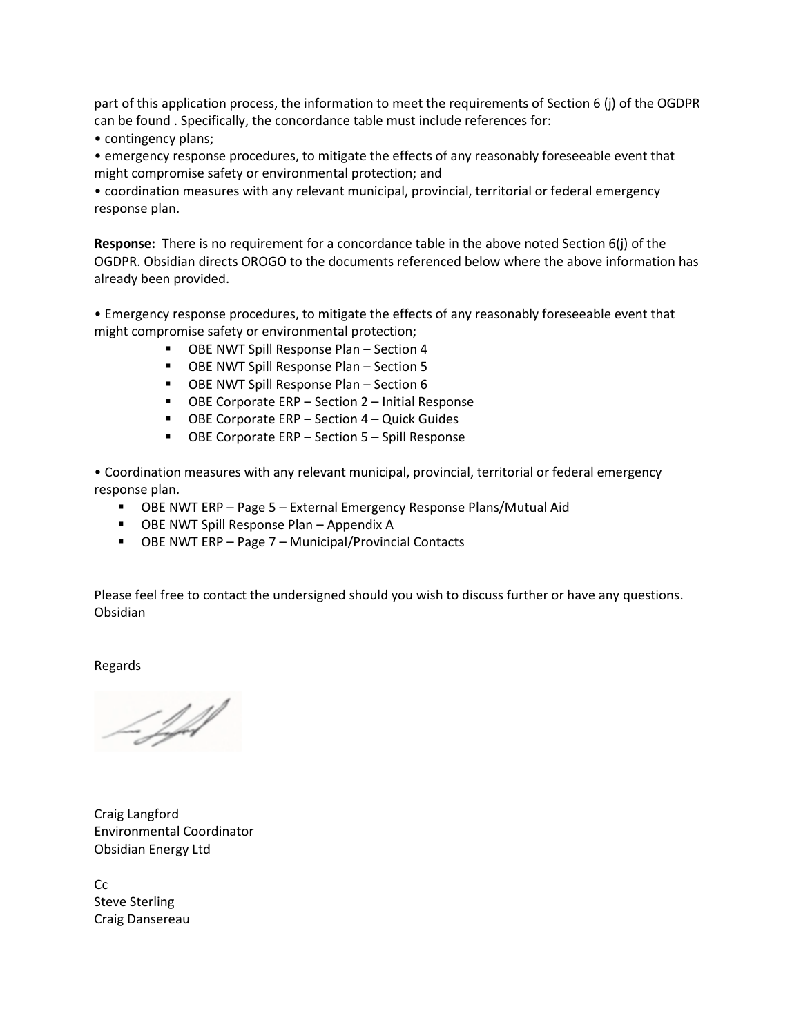part of this application process, the information to meet the requirements of Section 6 (j) of the OGDPR can be found . Specifically, the concordance table must include references for:

- contingency plans;
- emergency response procedures, to mitigate the effects of any reasonably foreseeable event that might compromise safety or environmental protection; and
- coordination measures with any relevant municipal, provincial, territorial or federal emergency response plan.

**Response:** There is no requirement for a concordance table in the above noted Section 6(j) of the OGDPR. Obsidian directs OROGO to the documents referenced below where the above information has already been provided.

- Emergency response procedures, to mitigate the effects of any reasonably foreseeable event that might compromise safety or environmental protection;
    - OBE NWT Spill Response Plan – Section 4
    - OBE NWT Spill Response Plan – Section 5
    - OBE NWT Spill Response Plan – Section 6
    - OBE Corporate ERP – Section 2 – Initial Response
    - OBE Corporate ERP – Section 4 – Quick Guides
    - OBE Corporate ERP – Section 5 – Spill Response

- Coordination measures with any relevant municipal, provincial, territorial or federal emergency response plan.
    - OBE NWT ERP – Page 5 – External Emergency Response Plans/Mutual Aid
    - OBE NWT Spill Response Plan – Appendix A
    - OBE NWT ERP – Page 7 – Municipal/Provincial Contacts

Please feel free to contact the undersigned should you wish to discuss further or have any questions.
Obsidian

Regards

Craig Langford
Environmental Coordinator
Obsidian Energy Ltd

Cc
Steve Sterling
Craig Dansereau